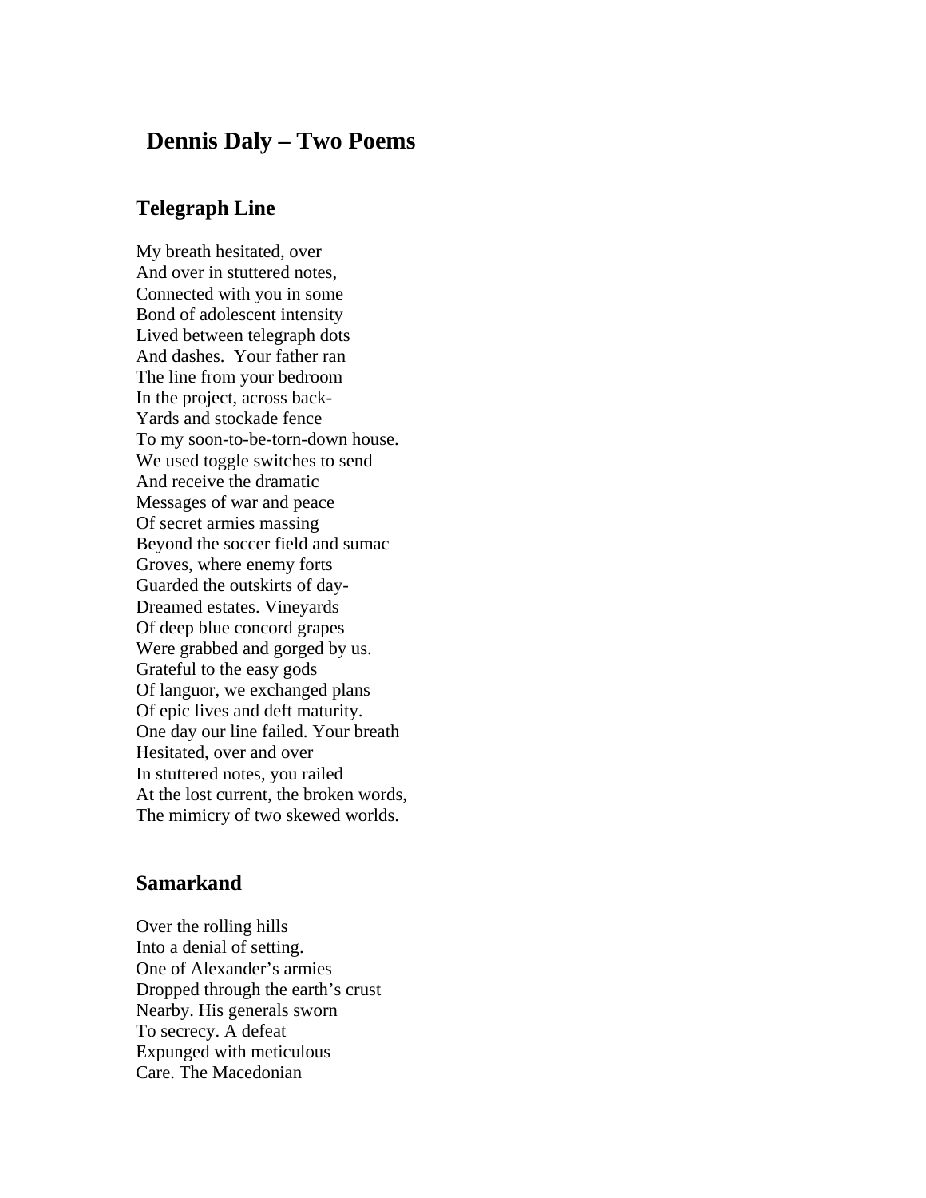# Dennis Daly – Two Poems

## Telegraph Line

My breath hesitated, over  
And over in stuttered notes,  
Connected with you in some  
Bond of adolescent intensity  
Lived between telegraph dots  
And dashes.  Your father ran  
The line from your bedroom  
In the project, across back-  
Yards and stockade fence  
To my soon-to-be-torn-down house.  
We used toggle switches to send  
And receive the dramatic  
Messages of war and peace  
Of secret armies massing  
Beyond the soccer field and sumac  
Groves, where enemy forts  
Guarded the outskirts of day-  
Dreamed estates. Vineyards  
Of deep blue concord grapes  
Were grabbed and gorged by us.  
Grateful to the easy gods  
Of languor, we exchanged plans  
Of epic lives and deft maturity.  
One day our line failed. Your breath  
Hesitated, over and over  
In stuttered notes, you railed  
At the lost current, the broken words,  
The mimicry of two skewed worlds.

## Samarkand

Over the rolling hills  
Into a denial of setting.  
One of Alexander's armies  
Dropped through the earth's crust  
Nearby. His generals sworn  
To secrecy. A defeat  
Expunged with meticulous  
Care. The Macedonian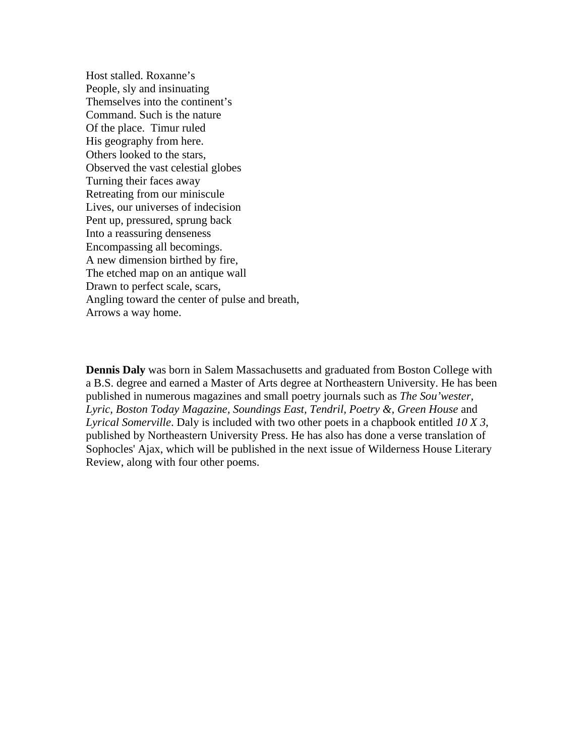Host stalled. Roxanne's
People, sly and insinuating
Themselves into the continent's
Command. Such is the nature
Of the place. Timur ruled
His geography from here.
Others looked to the stars,
Observed the vast celestial globes
Turning their faces away
Retreating from our miniscule
Lives, our universes of indecision
Pent up, pressured, sprung back
Into a reassuring denseness
Encompassing all becomings.
A new dimension birthed by fire,
The etched map on an antique wall
Drawn to perfect scale, scars,
Angling toward the center of pulse and breath,
Arrows a way home.

**Dennis Daly** was born in Salem Massachusetts and graduated from Boston College with a B.S. degree and earned a Master of Arts degree at Northeastern University. He has been published in numerous magazines and small poetry journals such as *The Sou'wester, Lyric, Boston Today Magazine, Soundings East, Tendril, Poetry &, Green House* and *Lyrical Somerville*. Daly is included with two other poets in a chapbook entitled *10 X 3,* published by Northeastern University Press. He has also has done a verse translation of Sophocles' Ajax, which will be published in the next issue of Wilderness House Literary Review, along with four other poems.